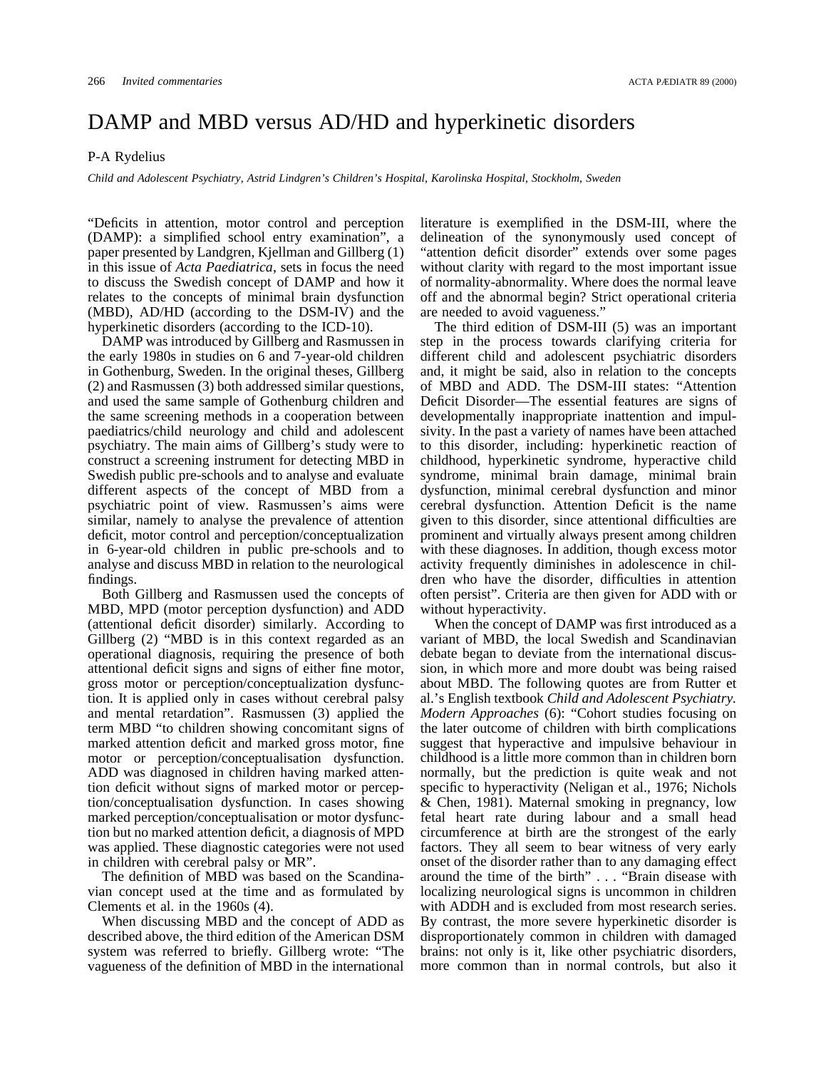# DAMP and MBD versus AD/HD and hyperkinetic disorders

P-A Rydelius

*Child and Adolescent Psychiatry, Astrid Lindgren's Children's Hospital, Karolinska Hospital, Stockholm, Sweden*

"Deficits in attention, motor control and perception (DAMP): a simplified school entry examination", a paper presented by Landgren, Kjellman and Gillberg (1) in this issue of *Acta Paediatrica*, sets in focus the need to discuss the Swedish concept of DAMP and how it relates to the concepts of minimal brain dysfunction (MBD), AD/HD (according to the DSM-IV) and the hyperkinetic disorders (according to the ICD-10).

DAMP was introduced by Gillberg and Rasmussen in the early 1980s in studies on 6 and 7-year-old children in Gothenburg, Sweden. In the original theses, Gillberg (2) and Rasmussen (3) both addressed similar questions, and used the same sample of Gothenburg children and the same screening methods in a cooperation between paediatrics/child neurology and child and adolescent psychiatry. The main aims of Gillberg's study were to construct a screening instrument for detecting MBD in Swedish public pre-schools and to analyse and evaluate different aspects of the concept of MBD from a psychiatric point of view. Rasmussen's aims were similar, namely to analyse the prevalence of attention deficit, motor control and perception/conceptualization in 6-year-old children in public pre-schools and to analyse and discuss MBD in relation to the neurological findings.

Both Gillberg and Rasmussen used the concepts of MBD, MPD (motor perception dysfunction) and ADD (attentional deficit disorder) similarly. According to Gillberg (2) "MBD is in this context regarded as an operational diagnosis, requiring the presence of both attentional deficit signs and signs of either fine motor, gross motor or perception/conceptualization dysfunction. It is applied only in cases without cerebral palsy and mental retardation". Rasmussen (3) applied the term MBD "to children showing concomitant signs of marked attention deficit and marked gross motor, fine motor or perception/conceptualisation dysfunction. ADD was diagnosed in children having marked attention deficit without signs of marked motor or perception/conceptualisation dysfunction. In cases showing marked perception/conceptualisation or motor dysfunction but no marked attention deficit, a diagnosis of MPD was applied. These diagnostic categories were not used in children with cerebral palsy or MR".

The definition of MBD was based on the Scandinavian concept used at the time and as formulated by Clements et al. in the 1960s (4).

When discussing MBD and the concept of ADD as described above, the third edition of the American DSM system was referred to briefly. Gillberg wrote: "The vagueness of the definition of MBD in the international literature is exemplified in the DSM-III, where the delineation of the synonymously used concept of "attention deficit disorder" extends over some pages without clarity with regard to the most important issue of normality-abnormality. Where does the normal leave off and the abnormal begin? Strict operational criteria are needed to avoid vagueness."

The third edition of DSM-III (5) was an important step in the process towards clarifying criteria for different child and adolescent psychiatric disorders and, it might be said, also in relation to the concepts of MBD and ADD. The DSM-III states: "Attention Deficit Disorder—The essential features are signs of developmentally inappropriate inattention and impulsivity. In the past a variety of names have been attached to this disorder, including: hyperkinetic reaction of childhood, hyperkinetic syndrome, hyperactive child syndrome, minimal brain damage, minimal brain dysfunction, minimal cerebral dysfunction and minor cerebral dysfunction. Attention Deficit is the name given to this disorder, since attentional difficulties are prominent and virtually always present among children with these diagnoses. In addition, though excess motor activity frequently diminishes in adolescence in children who have the disorder, difficulties in attention often persist". Criteria are then given for ADD with or without hyperactivity.

When the concept of DAMP was first introduced as a variant of MBD, the local Swedish and Scandinavian debate began to deviate from the international discussion, in which more and more doubt was being raised about MBD. The following quotes are from Rutter et al.'s English textbook *Child and Adolescent Psychiatry. Modern Approaches* (6): "Cohort studies focusing on the later outcome of children with birth complications suggest that hyperactive and impulsive behaviour in childhood is a little more common than in children born normally, but the prediction is quite weak and not specific to hyperactivity (Neligan et al., 1976; Nichols & Chen, 1981). Maternal smoking in pregnancy, low fetal heart rate during labour and a small head circumference at birth are the strongest of the early factors. They all seem to bear witness of very early onset of the disorder rather than to any damaging effect around the time of the birth" . . . "Brain disease with localizing neurological signs is uncommon in children with ADDH and is excluded from most research series. By contrast, the more severe hyperkinetic disorder is disproportionately common in children with damaged brains: not only is it, like other psychiatric disorders, more common than in normal controls, but also it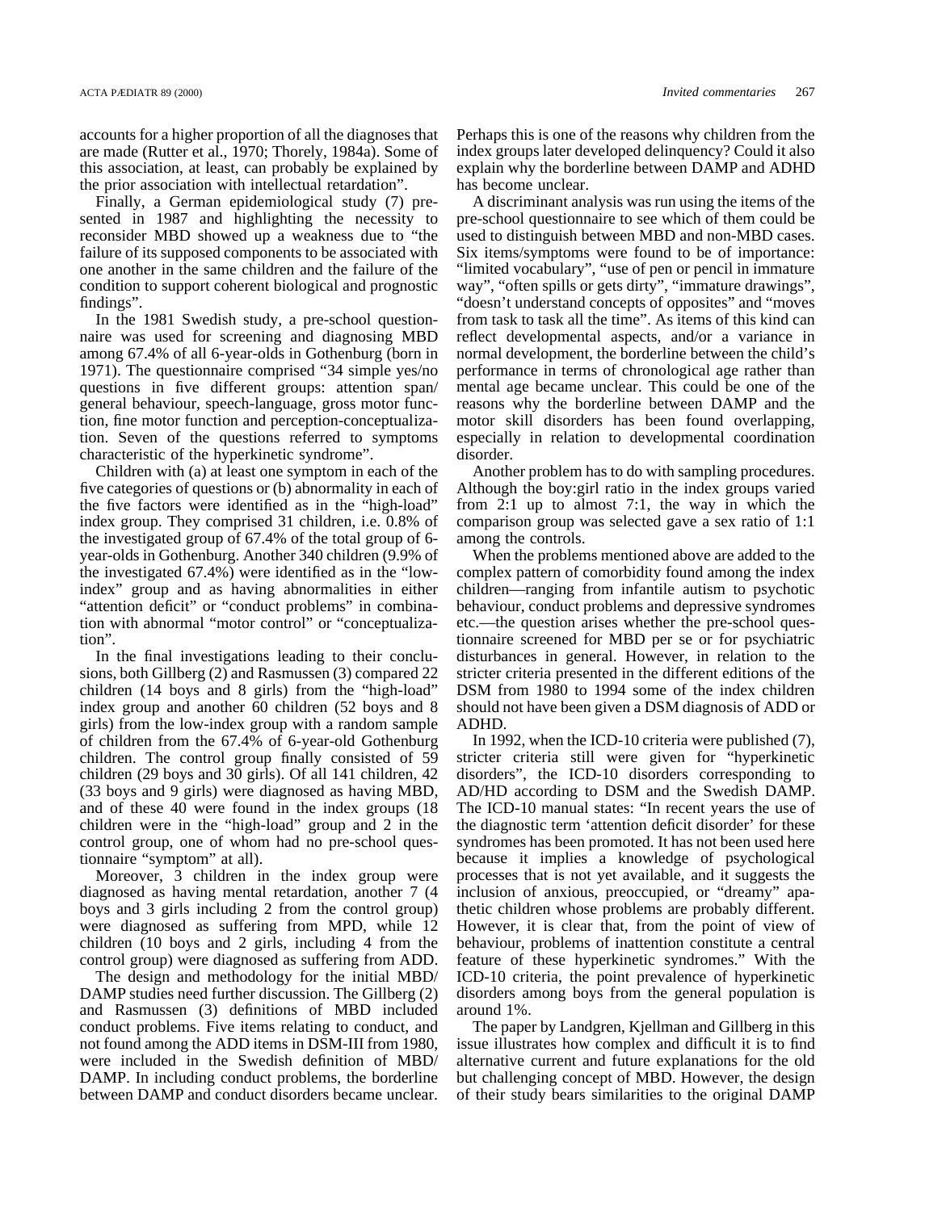accounts for a higher proportion of all the diagnoses that are made (Rutter et al., 1970; Thorely, 1984a). Some of this association, at least, can probably be explained by the prior association with intellectual retardation".

Finally, a German epidemiological study (7) presented in 1987 and highlighting the necessity to reconsider MBD showed up a weakness due to "the failure of its supposed components to be associated with one another in the same children and the failure of the condition to support coherent biological and prognostic findings".

In the 1981 Swedish study, a pre-school questionnaire was used for screening and diagnosing MBD among 67.4% of all 6-year-olds in Gothenburg (born in 1971). The questionnaire comprised "34 simple yes/no questions in five different groups: attention span/general behaviour, speech-language, gross motor function, fine motor function and perception-conceptualization. Seven of the questions referred to symptoms characteristic of the hyperkinetic syndrome".

Children with (a) at least one symptom in each of the five categories of questions or (b) abnormality in each of the five factors were identified as in the "high-load" index group. They comprised 31 children, i.e. 0.8% of the investigated group of 67.4% of the total group of 6-year-olds in Gothenburg. Another 340 children (9.9% of the investigated 67.4%) were identified as in the "low-index" group and as having abnormalities in either "attention deficit" or "conduct problems" in combination with abnormal "motor control" or "conceptualization".

In the final investigations leading to their conclusions, both Gillberg (2) and Rasmussen (3) compared 22 children (14 boys and 8 girls) from the "high-load" index group and another 60 children (52 boys and 8 girls) from the low-index group with a random sample of children from the 67.4% of 6-year-old Gothenburg children. The control group finally consisted of 59 children (29 boys and 30 girls). Of all 141 children, 42 (33 boys and 9 girls) were diagnosed as having MBD, and of these 40 were found in the index groups (18 children were in the "high-load" group and 2 in the control group, one of whom had no pre-school questionnaire "symptom" at all).

Moreover, 3 children in the index group were diagnosed as having mental retardation, another 7 (4 boys and 3 girls including 2 from the control group) were diagnosed as suffering from MPD, while 12 children (10 boys and 2 girls, including 4 from the control group) were diagnosed as suffering from ADD.

The design and methodology for the initial MBD/DAMP studies need further discussion. The Gillberg (2) and Rasmussen (3) definitions of MBD included conduct problems. Five items relating to conduct, and not found among the ADD items in DSM-III from 1980, were included in the Swedish definition of MBD/DAMP. In including conduct problems, the borderline between DAMP and conduct disorders became unclear. Perhaps this is one of the reasons why children from the index groups later developed delinquency? Could it also explain why the borderline between DAMP and ADHD has become unclear.

A discriminant analysis was run using the items of the pre-school questionnaire to see which of them could be used to distinguish between MBD and non-MBD cases. Six items/symptoms were found to be of importance: "limited vocabulary", "use of pen or pencil in immature way", "often spills or gets dirty", "immature drawings", "doesn't understand concepts of opposites" and "moves from task to task all the time". As items of this kind can reflect developmental aspects, and/or a variance in normal development, the borderline between the child's performance in terms of chronological age rather than mental age became unclear. This could be one of the reasons why the borderline between DAMP and the motor skill disorders has been found overlapping, especially in relation to developmental coordination disorder.

Another problem has to do with sampling procedures. Although the boy:girl ratio in the index groups varied from 2:1 up to almost 7:1, the way in which the comparison group was selected gave a sex ratio of 1:1 among the controls.

When the problems mentioned above are added to the complex pattern of comorbidity found among the index children—ranging from infantile autism to psychotic behaviour, conduct problems and depressive syndromes etc.—the question arises whether the pre-school questionnaire screened for MBD per se or for psychiatric disturbances in general. However, in relation to the stricter criteria presented in the different editions of the DSM from 1980 to 1994 some of the index children should not have been given a DSM diagnosis of ADD or ADHD.

In 1992, when the ICD-10 criteria were published (7), stricter criteria still were given for "hyperkinetic disorders", the ICD-10 disorders corresponding to AD/HD according to DSM and the Swedish DAMP. The ICD-10 manual states: "In recent years the use of the diagnostic term 'attention deficit disorder' for these syndromes has been promoted. It has not been used here because it implies a knowledge of psychological processes that is not yet available, and it suggests the inclusion of anxious, preoccupied, or "dreamy" apathetic children whose problems are probably different. However, it is clear that, from the point of view of behaviour, problems of inattention constitute a central feature of these hyperkinetic syndromes." With the ICD-10 criteria, the point prevalence of hyperkinetic disorders among boys from the general population is around 1%.

The paper by Landgren, Kjellman and Gillberg in this issue illustrates how complex and difficult it is to find alternative current and future explanations for the old but challenging concept of MBD. However, the design of their study bears similarities to the original DAMP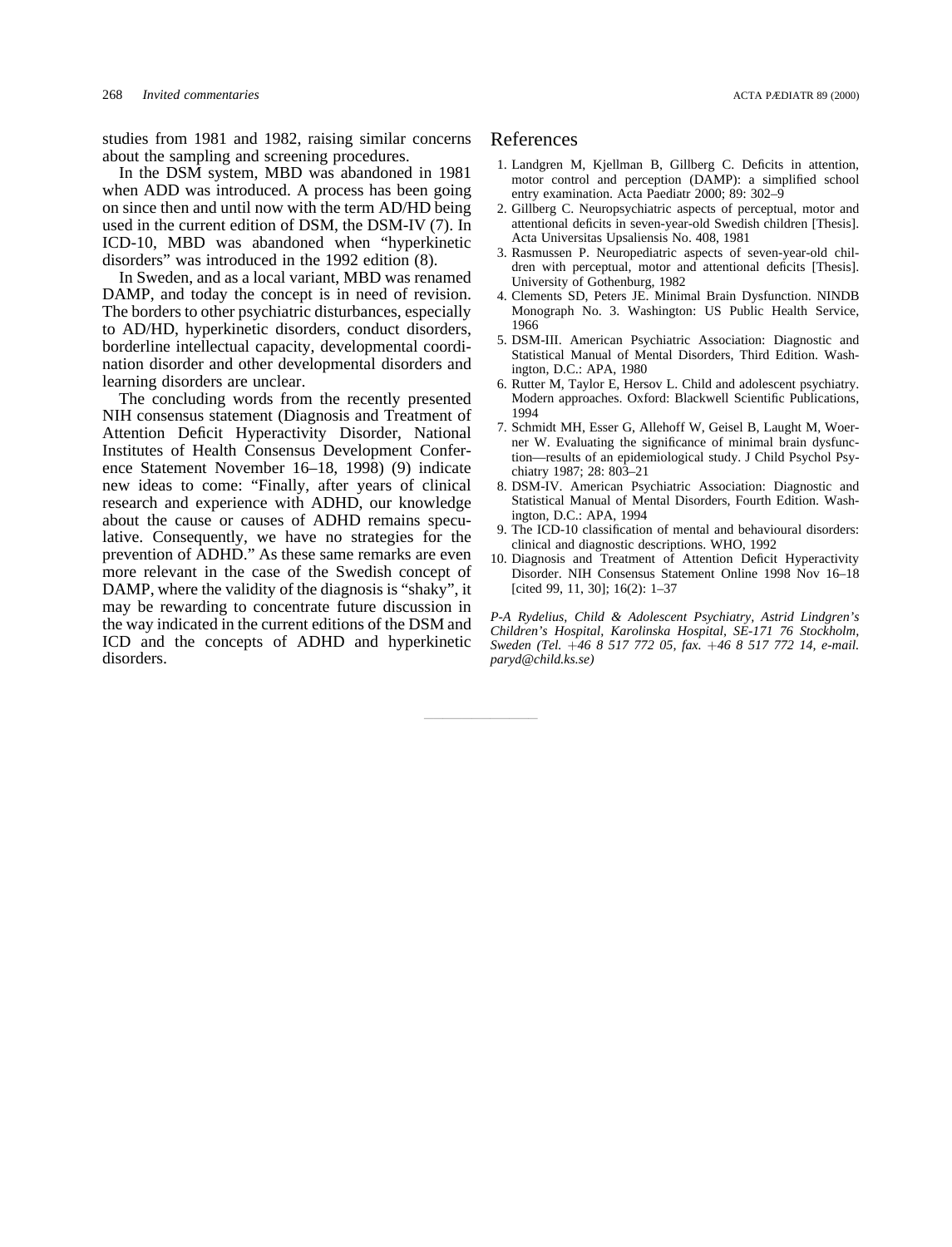studies from 1981 and 1982, raising similar concerns about the sampling and screening procedures.

In the DSM system, MBD was abandoned in 1981 when ADD was introduced. A process has been going on since then and until now with the term AD/HD being used in the current edition of DSM, the DSM-IV (7). In ICD-10, MBD was abandoned when "hyperkinetic disorders" was introduced in the 1992 edition (8).

In Sweden, and as a local variant, MBD was renamed DAMP, and today the concept is in need of revision. The borders to other psychiatric disturbances, especially to AD/HD, hyperkinetic disorders, conduct disorders, borderline intellectual capacity, developmental coordination disorder and other developmental disorders and learning disorders are unclear.

The concluding words from the recently presented NIH consensus statement (Diagnosis and Treatment of Attention Deficit Hyperactivity Disorder, National Institutes of Health Consensus Development Conference Statement November 16–18, 1998) (9) indicate new ideas to come: "Finally, after years of clinical research and experience with ADHD, our knowledge about the cause or causes of ADHD remains speculative. Consequently, we have no strategies for the prevention of ADHD." As these same remarks are even more relevant in the case of the Swedish concept of DAMP, where the validity of the diagnosis is "shaky", it may be rewarding to concentrate future discussion in the way indicated in the current editions of the DSM and ICD and the concepts of ADHD and hyperkinetic disorders.

## References

1. Landgren M, Kjellman B, Gillberg C. Deficits in attention, motor control and perception (DAMP): a simplified school entry examination. Acta Paediatr 2000; 89: 302–9
2. Gillberg C. Neuropsychiatric aspects of perceptual, motor and attentional deficits in seven-year-old Swedish children [Thesis]. Acta Universitas Upsaliensis No. 408, 1981
3. Rasmussen P. Neuropediatric aspects of seven-year-old children with perceptual, motor and attentional deficits [Thesis]. University of Gothenburg, 1982
4. Clements SD, Peters JE. Minimal Brain Dysfunction. NINDB Monograph No. 3. Washington: US Public Health Service, 1966
5. DSM-III. American Psychiatric Association: Diagnostic and Statistical Manual of Mental Disorders, Third Edition. Washington, D.C.: APA, 1980
6. Rutter M, Taylor E, Hersov L. Child and adolescent psychiatry. Modern approaches. Oxford: Blackwell Scientific Publications, 1994
7. Schmidt MH, Esser G, Allehoff W, Geisel B, Laught M, Woerner W. Evaluating the significance of minimal brain dysfunction—results of an epidemiological study. J Child Psychol Psychiatry 1987; 28: 803–21
8. DSM-IV. American Psychiatric Association: Diagnostic and Statistical Manual of Mental Disorders, Fourth Edition. Washington, D.C.: APA, 1994
9. The ICD-10 classification of mental and behavioural disorders: clinical and diagnostic descriptions. WHO, 1992
10. Diagnosis and Treatment of Attention Deficit Hyperactivity Disorder. NIH Consensus Statement Online 1998 Nov 16–18 [cited 99, 11, 30]; 16(2): 1–37

*P-A Rydelius, Child & Adolescent Psychiatry, Astrid Lindgren's Children's Hospital, Karolinska Hospital, SE-171 76 Stockholm, Sweden (Tel. +46 8 517 772 05, fax. +46 8 517 772 14, e-mail. paryd@child.ks.se)*